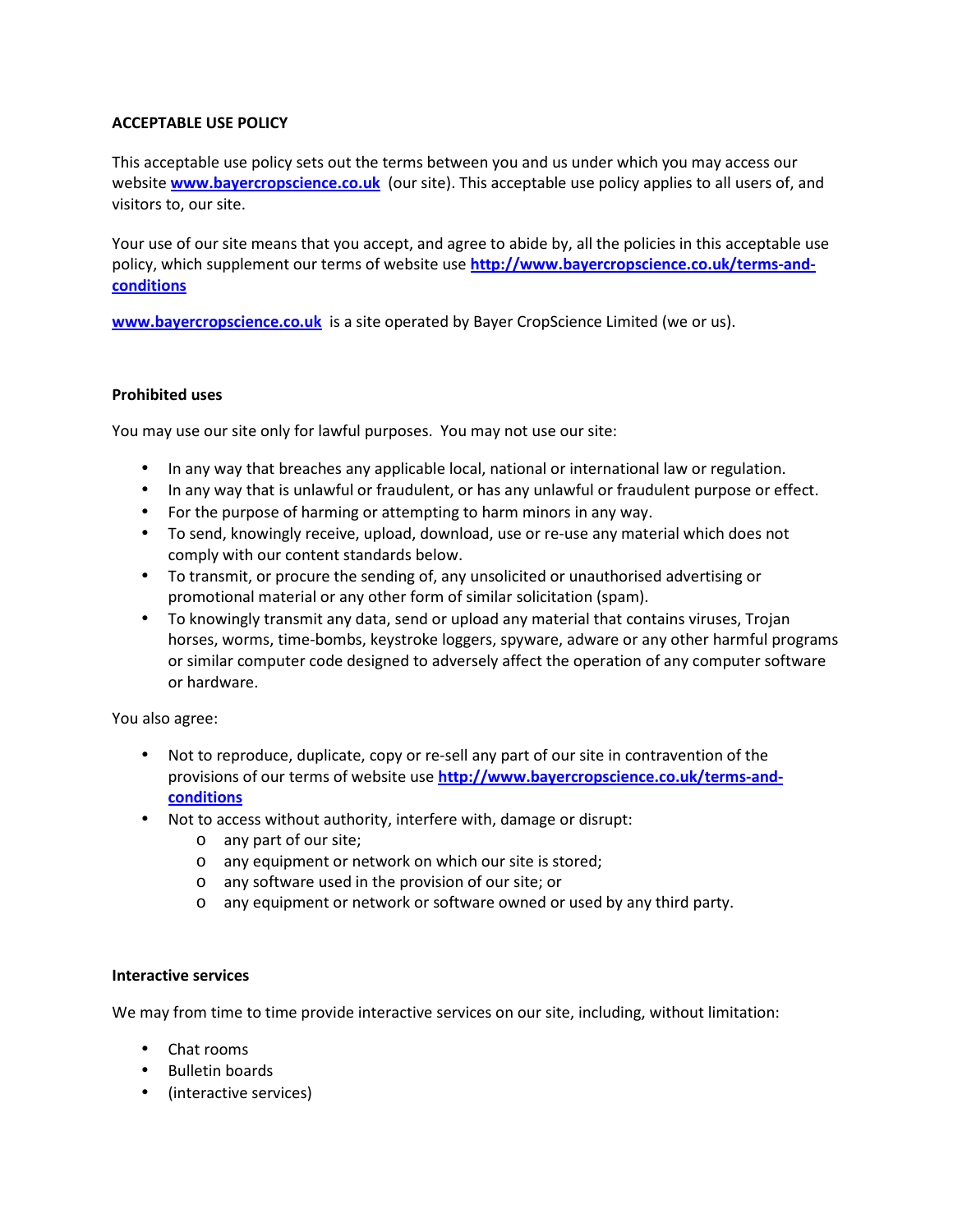# ACCEPTABLE USE POLICY

This acceptable use policy sets out the terms between you and us under which you may access our website **[www.bayercropscience.co.uk](http://www.bayercropscience.co.uk)** (our site). This acceptable use policy applies to all users of, and visitors to, our site.

Your use of our site means that you accept, and agree to abide by, all the policies in this acceptable use policy, which supplement our terms of website use **[http://www.bayercropscience.co.uk/terms-and-conditions](http://www.bayercropscience.co.uk/terms-and-conditions)**

**[www.bayercropscience.co.uk](http://www.bayercropscience.co.uk)** is a site operated by Bayer CropScience Limited (we or us).

## Prohibited uses

You may use our site only for lawful purposes. You may not use our site:

- In any way that breaches any applicable local, national or international law or regulation.
- In any way that is unlawful or fraudulent, or has any unlawful or fraudulent purpose or effect.
- For the purpose of harming or attempting to harm minors in any way.
- To send, knowingly receive, upload, download, use or re-use any material which does not comply with our content standards below.
- To transmit, or procure the sending of, any unsolicited or unauthorised advertising or promotional material or any other form of similar solicitation (spam).
- To knowingly transmit any data, send or upload any material that contains viruses, Trojan horses, worms, time-bombs, keystroke loggers, spyware, adware or any other harmful programs or similar computer code designed to adversely affect the operation of any computer software or hardware.

You also agree:

- Not to reproduce, duplicate, copy or re-sell any part of our site in contravention of the provisions of our terms of website use **[http://www.bayercropscience.co.uk/terms-and-conditions](http://www.bayercropscience.co.uk/terms-and-conditions)**
- Not to access without authority, interfere with, damage or disrupt:
  - any part of our site;
  - any equipment or network on which our site is stored;
  - any software used in the provision of our site; or
  - any equipment or network or software owned or used by any third party.

## Interactive services

We may from time to time provide interactive services on our site, including, without limitation:

- Chat rooms
- Bulletin boards
- (interactive services)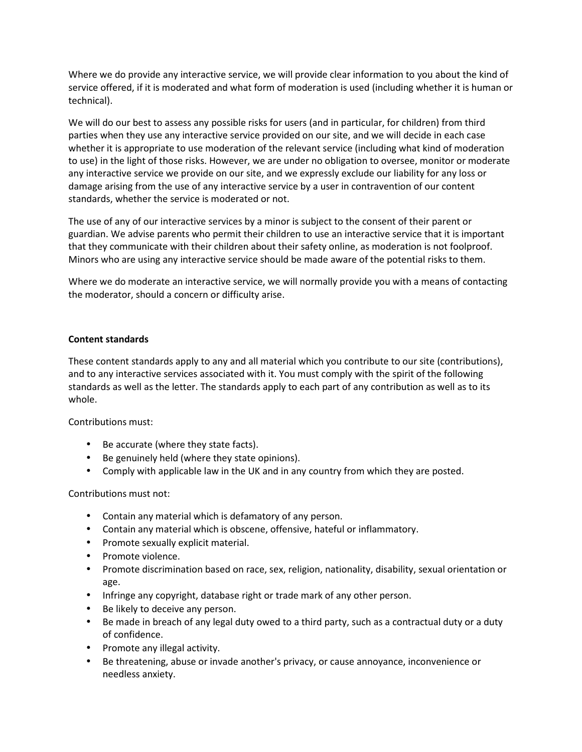Where we do provide any interactive service, we will provide clear information to you about the kind of service offered, if it is moderated and what form of moderation is used (including whether it is human or technical).

We will do our best to assess any possible risks for users (and in particular, for children) from third parties when they use any interactive service provided on our site, and we will decide in each case whether it is appropriate to use moderation of the relevant service (including what kind of moderation to use) in the light of those risks. However, we are under no obligation to oversee, monitor or moderate any interactive service we provide on our site, and we expressly exclude our liability for any loss or damage arising from the use of any interactive service by a user in contravention of our content standards, whether the service is moderated or not.

The use of any of our interactive services by a minor is subject to the consent of their parent or guardian. We advise parents who permit their children to use an interactive service that it is important that they communicate with their children about their safety online, as moderation is not foolproof. Minors who are using any interactive service should be made aware of the potential risks to them.

Where we do moderate an interactive service, we will normally provide you with a means of contacting the moderator, should a concern or difficulty arise.

**Content standards**

These content standards apply to any and all material which you contribute to our site (contributions), and to any interactive services associated with it. You must comply with the spirit of the following standards as well as the letter. The standards apply to each part of any contribution as well as to its whole.

Contributions must:

- Be accurate (where they state facts).
- Be genuinely held (where they state opinions).
- Comply with applicable law in the UK and in any country from which they are posted.

Contributions must not:

- Contain any material which is defamatory of any person.
- Contain any material which is obscene, offensive, hateful or inflammatory.
- Promote sexually explicit material.
- Promote violence.
- Promote discrimination based on race, sex, religion, nationality, disability, sexual orientation or age.
- Infringe any copyright, database right or trade mark of any other person.
- Be likely to deceive any person.
- Be made in breach of any legal duty owed to a third party, such as a contractual duty or a duty of confidence.
- Promote any illegal activity.
- Be threatening, abuse or invade another's privacy, or cause annoyance, inconvenience or needless anxiety.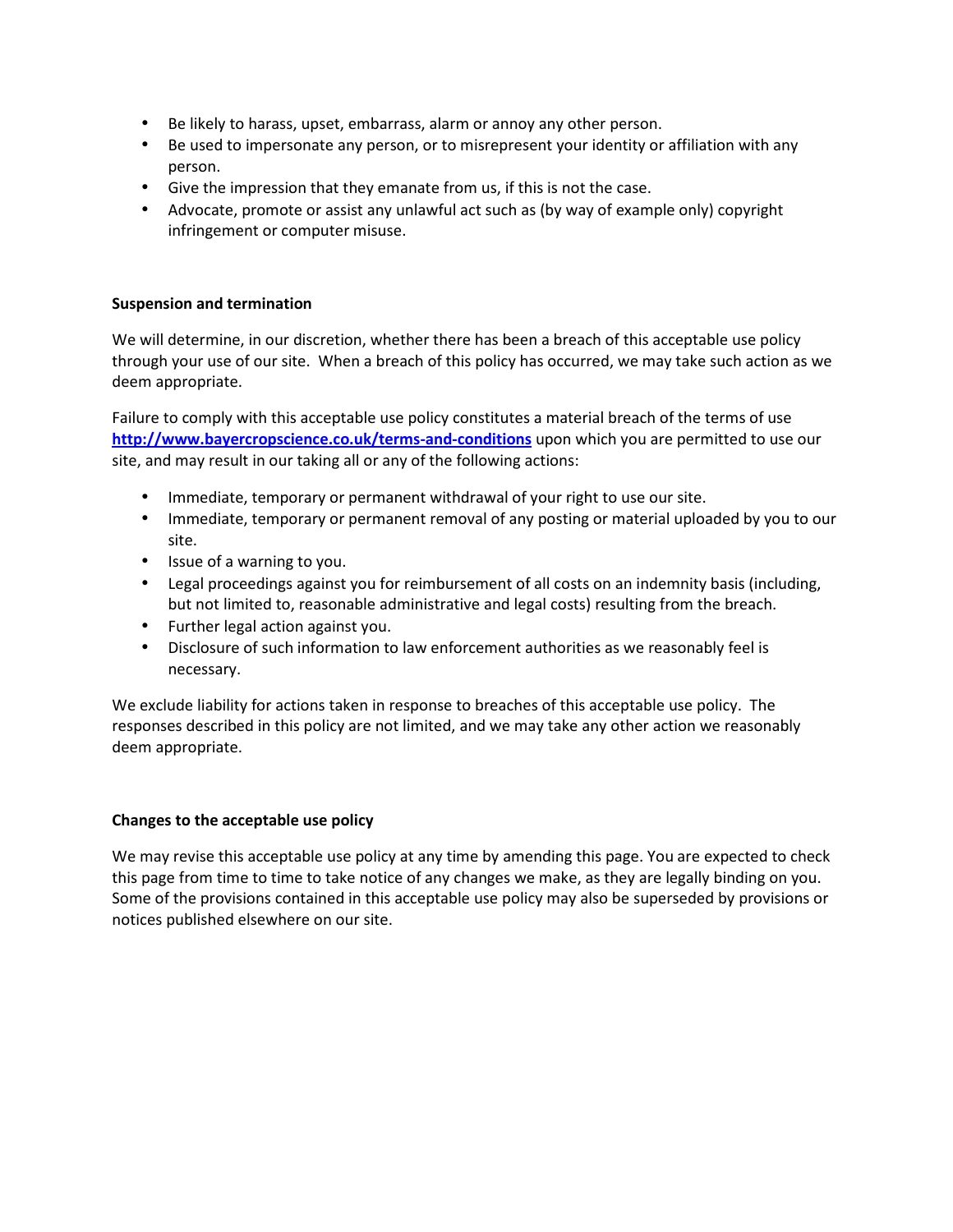- Be likely to harass, upset, embarrass, alarm or annoy any other person.
- Be used to impersonate any person, or to misrepresent your identity or affiliation with any person.
- Give the impression that they emanate from us, if this is not the case.
- Advocate, promote or assist any unlawful act such as (by way of example only) copyright infringement or computer misuse.

**Suspension and termination**

We will determine, in our discretion, whether there has been a breach of this acceptable use policy through your use of our site. When a breach of this policy has occurred, we may take such action as we deem appropriate.

Failure to comply with this acceptable use policy constitutes a material breach of the terms of use [http://www.bayercropscience.co.uk/terms-and-conditions](http://www.bayercropscience.co.uk/terms-and-conditions) upon which you are permitted to use our site, and may result in our taking all or any of the following actions:

- Immediate, temporary or permanent withdrawal of your right to use our site.
- Immediate, temporary or permanent removal of any posting or material uploaded by you to our site.
- Issue of a warning to you.
- Legal proceedings against you for reimbursement of all costs on an indemnity basis (including, but not limited to, reasonable administrative and legal costs) resulting from the breach.
- Further legal action against you.
- Disclosure of such information to law enforcement authorities as we reasonably feel is necessary.

We exclude liability for actions taken in response to breaches of this acceptable use policy. The responses described in this policy are not limited, and we may take any other action we reasonably deem appropriate.

**Changes to the acceptable use policy**

We may revise this acceptable use policy at any time by amending this page. You are expected to check this page from time to time to take notice of any changes we make, as they are legally binding on you. Some of the provisions contained in this acceptable use policy may also be superseded by provisions or notices published elsewhere on our site.